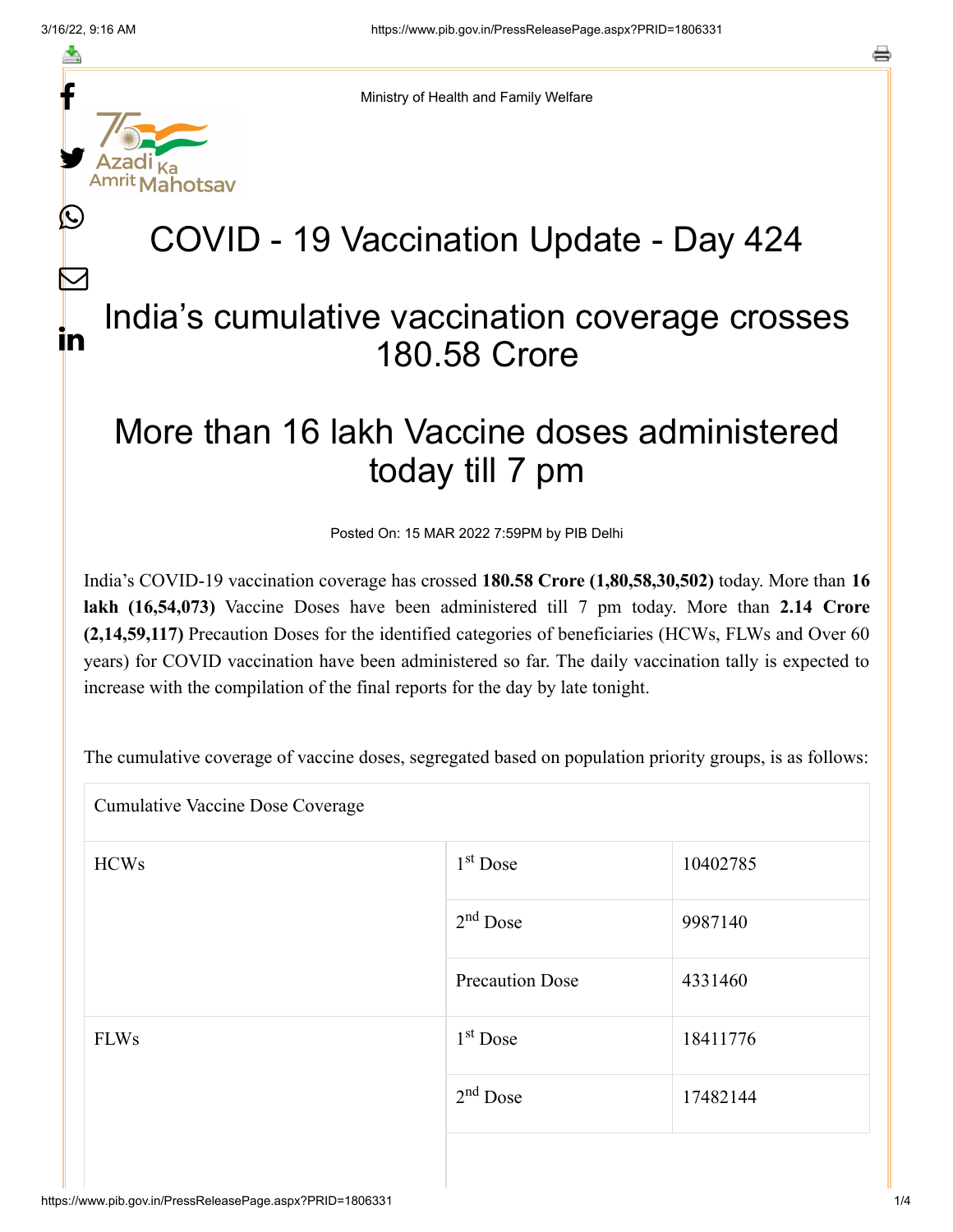Ministry of Health and Family Welfare

# COVID - 19 Vaccination Update - Day 424

## India's cumulative vaccination coverage crosses 180.58 Crore

## More than 16 lakh Vaccine doses administered today till 7 pm

Posted On: 15 MAR 2022 7:59PM by PIB Delhi

India's COVID-19 vaccination coverage has crossed **180.58 Crore (1,80,58,30,502)** today. More than **16 lakh (16,54,073)** Vaccine Doses have been administered till 7 pm today. More than **2.14 Crore (2,14,59,117)** Precaution Doses for the identified categories of beneficiaries (HCWs, FLWs and Over 60 years) for COVID vaccination have been administered so far. The daily vaccination tally is expected to increase with the compilation of the final reports for the day by late tonight.

The cumulative coverage of vaccine doses, segregated based on population priority groups, is as follows:

| Cumulative Vaccine Dose Coverage | | |
|---|---|---|
| HCWs | 1st Dose | 10402785 |
| | 2nd Dose | 9987140 |
| | Precaution Dose | 4331460 |
| FLWs | 1st Dose | 18411776 |
| | 2nd Dose | 17482144 |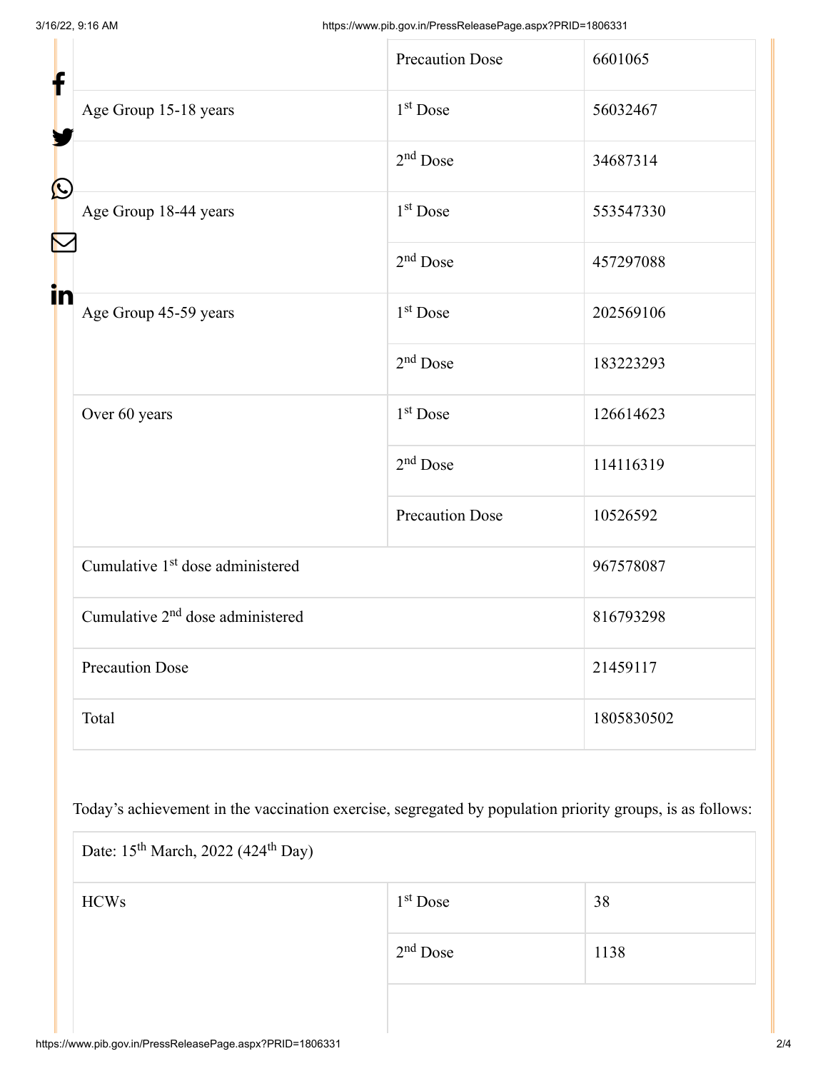| | | |
|---|---|---|
| | Precaution Dose | 6601065 |
| Age Group 15-18 years | 1st Dose | 56032467 |
| | 2nd Dose | 34687314 |
| Age Group 18-44 years | 1st Dose | 553547330 |
| | 2nd Dose | 457297088 |
| Age Group 45-59 years | 1st Dose | 202569106 |
| | 2nd Dose | 183223293 |
| Over 60 years | 1st Dose | 126614623 |
| | 2nd Dose | 114116319 |
| | Precaution Dose | 10526592 |
| Cumulative 1st dose administered | | 967578087 |
| Cumulative 2nd dose administered | | 816793298 |
| Precaution Dose | | 21459117 |
| Total | | 1805830502 |

Today's achievement in the vaccination exercise, segregated by population priority groups, is as follows:

| Date: 15th March, 2022 (424th Day) | | |
|---|---|---|
| HCWs | 1st Dose | 38 |
| | 2nd Dose | 1138 |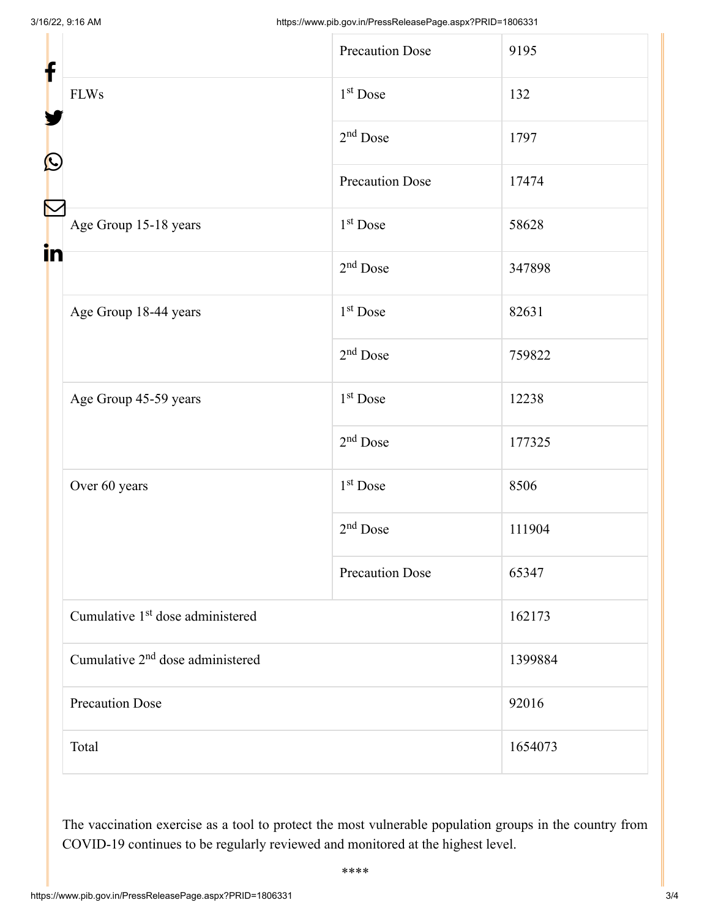| | | |
|---|---|---|
| | Precaution Dose | 9195 |
| FLWs | 1st Dose | 132 |
| | 2nd Dose | 1797 |
| | Precaution Dose | 17474 |
| Age Group 15-18 years | 1st Dose | 58628 |
| | 2nd Dose | 347898 |
| Age Group 18-44 years | 1st Dose | 82631 |
| | 2nd Dose | 759822 |
| Age Group 45-59 years | 1st Dose | 12238 |
| | 2nd Dose | 177325 |
| Over 60 years | 1st Dose | 8506 |
| | 2nd Dose | 111904 |
| | Precaution Dose | 65347 |
| Cumulative 1st dose administered | | 162173 |
| Cumulative 2nd dose administered | | 1399884 |
| Precaution Dose | | 92016 |
| Total | | 1654073 |

The vaccination exercise as a tool to protect the most vulnerable population groups in the country from COVID-19 continues to be regularly reviewed and monitored at the highest level.

****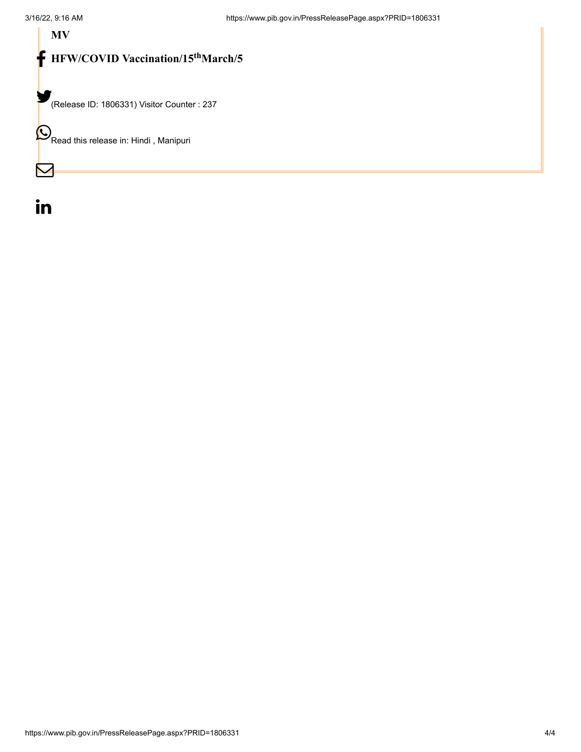**MV**

**HFW/COVID Vaccination/15th March/5**

(Release ID: 1806331) Visitor Counter : 237

Read this release in: Hindi , Manipuri